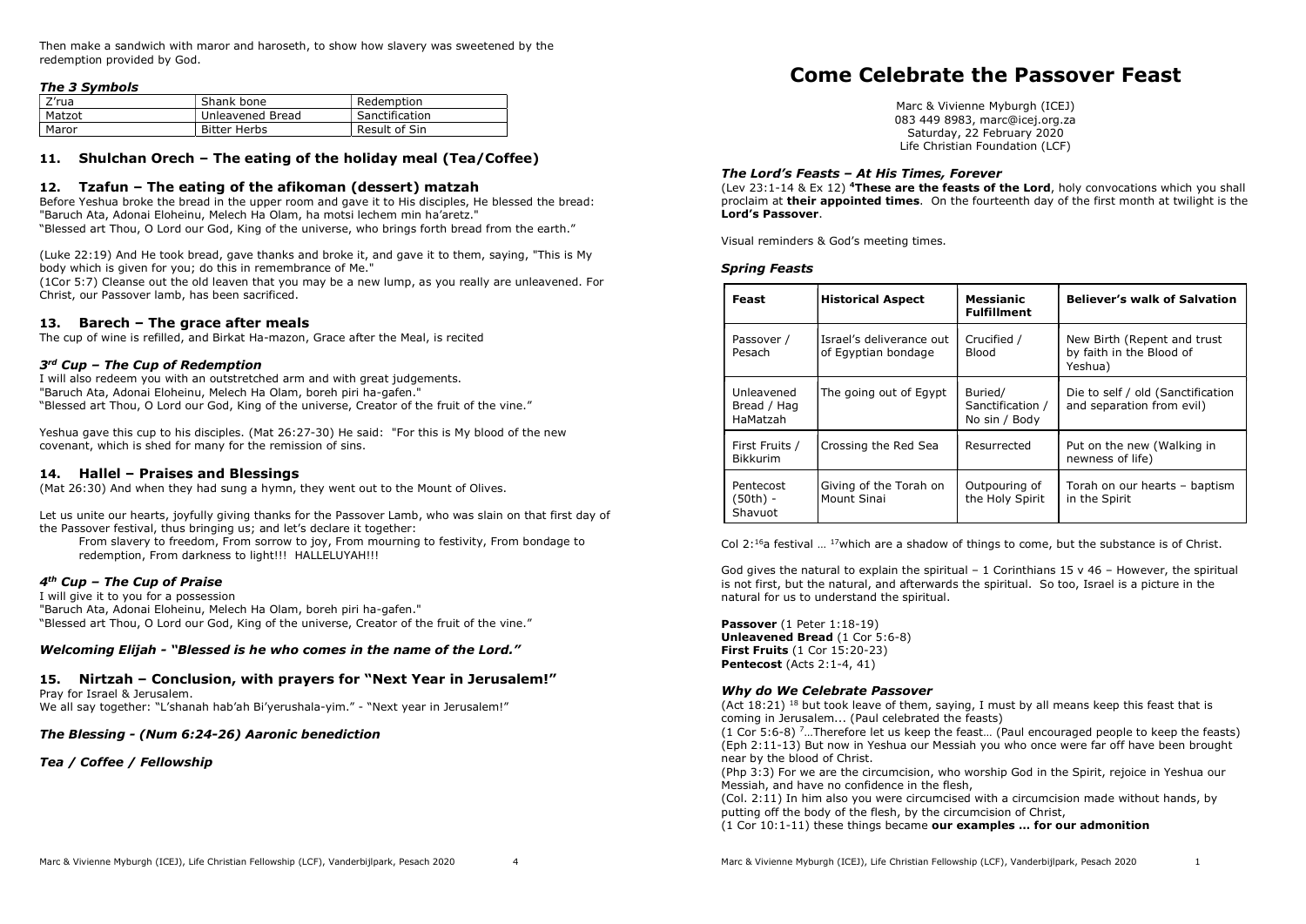Then make a sandwich with maror and haroseth, to show how slavery was sweetened by the redemption provided by God.

### *The 3 Symbols*

| Z'rua | Shank bone | Redemption |
|---|---|---|
| Matzot | Unleavened Bread | Sanctification |
| Maror | Bitter Herbs | Result of Sin |

## 11. Shulchan Orech – The eating of the holiday meal (Tea/Coffee)

## 12. Tzafun – The eating of the afikoman (dessert) matzah

Before Yeshua broke the bread in the upper room and gave it to His disciples, He blessed the bread:
"Baruch Ata, Adonai Eloheinu, Melech Ha Olam, ha motsi lechem min ha'aretz."
"Blessed art Thou, O Lord our God, King of the universe, who brings forth bread from the earth."

(Luke 22:19) And He took bread, gave thanks and broke it, and gave it to them, saying, "This is My body which is given for you; do this in remembrance of Me."
(1Cor 5:7) Cleanse out the old leaven that you may be a new lump, as you really are unleavened. For Christ, our Passover lamb, has been sacrificed.

## 13. Barech – The grace after meals

The cup of wine is refilled, and Birkat Ha-mazon, Grace after the Meal, is recited

### *3rd Cup – The Cup of Redemption*

I will also redeem you with an outstretched arm and with great judgements.
"Baruch Ata, Adonai Eloheinu, Melech Ha Olam, boreh piri ha-gafen."
"Blessed art Thou, O Lord our God, King of the universe, Creator of the fruit of the vine."

Yeshua gave this cup to his disciples. (Mat 26:27-30) He said: "For this is My blood of the new covenant, which is shed for many for the remission of sins.

## 14. Hallel – Praises and Blessings

(Mat 26:30) And when they had sung a hymn, they went out to the Mount of Olives.

Let us unite our hearts, joyfully giving thanks for the Passover Lamb, who was slain on that first day of the Passover festival, thus bringing us; and let's declare it together:

> From slavery to freedom, From sorrow to joy, From mourning to festivity, From bondage to redemption, From darkness to light!!! HALLELUYAH!!!

### *4th Cup – The Cup of Praise*

I will give it to you for a possession
"Baruch Ata, Adonai Eloheinu, Melech Ha Olam, boreh piri ha-gafen."
"Blessed art Thou, O Lord our God, King of the universe, Creator of the fruit of the vine."

### *Welcoming Elijah - "Blessed is he who comes in the name of the Lord."*

## 15. Nirtzah – Conclusion, with prayers for "Next Year in Jerusalem!"

Pray for Israel & Jerusalem.
We all say together: "L'shanah hab'ah Bi'yerushala-yim." - "Next year in Jerusalem!"

### *The Blessing - (Num 6:24-26) Aaronic benediction*

### *Tea / Coffee / Fellowship*

# Come Celebrate the Passover Feast

Marc & Vivienne Myburgh (ICEJ)
083 449 8983, marc@icej.org.za
Saturday, 22 February 2020
Life Christian Foundation (LCF)

### *The Lord's Feasts – At His Times, Forever*

(Lev 23:1-14 & Ex 12) [4]**These are the feasts of the Lord**, holy convocations which you shall proclaim at **their appointed times**. On the fourteenth day of the first month at twilight is the **Lord's Passover**.

Visual reminders & God's meeting times.

### *Spring Feasts*

| Feast | Historical Aspect | Messianic Fulfillment | Believer's walk of Salvation |
|---|---|---|---|
| Passover / Pesach | Israel's deliverance out of Egyptian bondage | Crucified / Blood | New Birth (Repent and trust by faith in the Blood of Yeshua) |
| Unleavened Bread / Hag HaMatzah | The going out of Egypt | Buried/ Sanctification / No sin / Body | Die to self / old (Sanctification and separation from evil) |
| First Fruits / Bikkurim | Crossing the Red Sea | Resurrected | Put on the new (Walking in newness of life) |
| Pentecost (50th) - Shavuot | Giving of the Torah on Mount Sinai | Outpouring of the Holy Spirit | Torah on our hearts – baptism in the Spirit |

Col 2:[16]a festival … [17]which are a shadow of things to come, but the substance is of Christ.

God gives the natural to explain the spiritual – 1 Corinthians 15 v 46 – However, the spiritual is not first, but the natural, and afterwards the spiritual. So too, Israel is a picture in the natural for us to understand the spiritual.

**Passover** (1 Peter 1:18-19)
**Unleavened Bread** (1 Cor 5:6-8)
**First Fruits** (1 Cor 15:20-23)
**Pentecost** (Acts 2:1-4, 41)

### *Why do We Celebrate Passover*

(Act 18:21) [18] but took leave of them, saying, I must by all means keep this feast that is coming in Jerusalem... (Paul celebrated the feasts)
(1 Cor 5:6-8) [7]…Therefore let us keep the feast… (Paul encouraged people to keep the feasts)
(Eph 2:11-13) But now in Yeshua our Messiah you who once were far off have been brought near by the blood of Christ.
(Php 3:3) For we are the circumcision, who worship God in the Spirit, rejoice in Yeshua our Messiah, and have no confidence in the flesh,
(Col. 2:11) In him also you were circumcised with a circumcision made without hands, by putting off the body of the flesh, by the circumcision of Christ,
(1 Cor 10:1-11) these things became **our examples … for our admonition**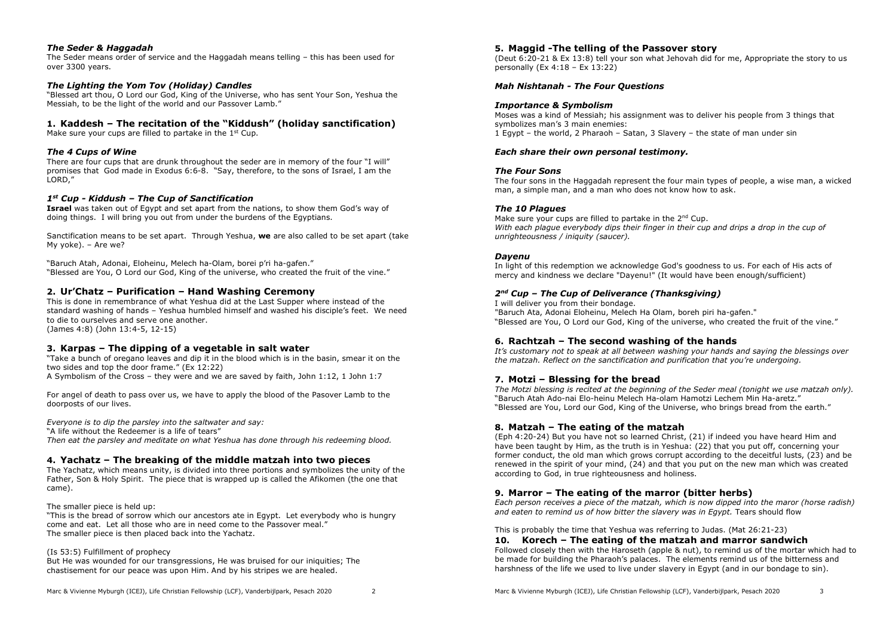### *The Seder & Haggadah*

The Seder means order of service and the Haggadah means telling – this has been used for over 3300 years.

### *The Lighting the Yom Tov (Holiday) Candles*

"Blessed art thou, O Lord our God, King of the Universe, who has sent Your Son, Yeshua the Messiah, to be the light of the world and our Passover Lamb."

## 1. Kaddesh – The recitation of the "Kiddush" (holiday sanctification)

Make sure your cups are filled to partake in the 1st Cup.

### *The 4 Cups of Wine*

There are four cups that are drunk throughout the seder are in memory of the four "I will" promises that God made in Exodus 6:6-8. "Say, therefore, to the sons of Israel, I am the LORD,"

### *1st Cup - Kiddush – The Cup of Sanctification*

**Israel** was taken out of Egypt and set apart from the nations, to show them God's way of doing things. I will bring you out from under the burdens of the Egyptians.

Sanctification means to be set apart. Through Yeshua, **we** are also called to be set apart (take My yoke). – Are we?

"Baruch Atah, Adonai, Eloheinu, Melech ha-Olam, borei p'ri ha-gafen."
"Blessed are You, O Lord our God, King of the universe, who created the fruit of the vine."

## 2. Ur'Chatz – Purification – Hand Washing Ceremony

This is done in remembrance of what Yeshua did at the Last Supper where instead of the standard washing of hands – Yeshua humbled himself and washed his disciple's feet. We need to die to ourselves and serve one another.
(James 4:8) (John 13:4-5, 12-15)

## 3. Karpas – The dipping of a vegetable in salt water

"Take a bunch of oregano leaves and dip it in the blood which is in the basin, smear it on the two sides and top the door frame." (Ex 12:22)
A Symbolism of the Cross – they were and we are saved by faith, John 1:12, 1 John 1:7

For angel of death to pass over us, we have to apply the blood of the Pasover Lamb to the doorposts of our lives.

*Everyone is to dip the parsley into the saltwater and say:*
"A life without the Redeemer is a life of tears"
*Then eat the parsley and meditate on what Yeshua has done through his redeeming blood.*

## 4. Yachatz – The breaking of the middle matzah into two pieces

The Yachatz, which means unity, is divided into three portions and symbolizes the unity of the Father, Son & Holy Spirit. The piece that is wrapped up is called the Afikomen (the one that came).

The smaller piece is held up:
"This is the bread of sorrow which our ancestors ate in Egypt. Let everybody who is hungry come and eat. Let all those who are in need come to the Passover meal."
The smaller piece is then placed back into the Yachatz.

(Is 53:5) Fulfillment of prophecy
But He was wounded for our transgressions, He was bruised for our iniquities; The chastisement for our peace was upon Him. And by his stripes we are healed.

## 5. Maggid -The telling of the Passover story

(Deut 6:20-21 & Ex 13:8) tell your son what Jehovah did for me, Appropriate the story to us personally (Ex 4:18 – Ex 13:22)

### *Mah Nishtanah - The Four Questions*

### *Importance & Symbolism*

Moses was a kind of Messiah; his assignment was to deliver his people from 3 things that symbolizes man's 3 main enemies:
1 Egypt – the world, 2 Pharaoh – Satan, 3 Slavery – the state of man under sin

### *Each share their own personal testimony.*

### *The Four Sons*

The four sons in the Haggadah represent the four main types of people, a wise man, a wicked man, a simple man, and a man who does not know how to ask.

### *The 10 Plagues*

Make sure your cups are filled to partake in the 2nd Cup.
*With each plague everybody dips their finger in their cup and drips a drop in the cup of unrighteousness / iniquity (saucer).*

### *Dayenu*

In light of this redemption we acknowledge God's goodness to us. For each of His acts of mercy and kindness we declare "Dayenu!" (It would have been enough/sufficient)

### *2nd Cup – The Cup of Deliverance (Thanksgiving)*

I will deliver you from their bondage.
"Baruch Ata, Adonai Eloheinu, Melech Ha Olam, boreh piri ha-gafen."
"Blessed are You, O Lord our God, King of the universe, who created the fruit of the vine."

## 6. Rachtzah – The second washing of the hands

*It's customary not to speak at all between washing your hands and saying the blessings over the matzah. Reflect on the sanctification and purification that you're undergoing.*

## 7. Motzi – Blessing for the bread

*The Motzi blessing is recited at the beginning of the Seder meal (tonight we use matzah only).*
"Baruch Atah Ado-nai Elo-heinu Melech Ha-olam Hamotzi Lechem Min Ha-aretz."
"Blessed are You, Lord our God, King of the Universe, who brings bread from the earth."

## 8. Matzah – The eating of the matzah

(Eph 4:20-24) But you have not so learned Christ, (21) if indeed you have heard Him and have been taught by Him, as the truth is in Yeshua: (22) that you put off, concerning your former conduct, the old man which grows corrupt according to the deceitful lusts, (23) and be renewed in the spirit of your mind, (24) and that you put on the new man which was created according to God, in true righteousness and holiness.

## 9. Marror – The eating of the marror (bitter herbs)

*Each person receives a piece of the matzah, which is now dipped into the maror (horse radish) and eaten to remind us of how bitter the slavery was in Egypt.* Tears should flow

This is probably the time that Yeshua was referring to Judas. (Mat 26:21-23)

## 10. Korech – The eating of the matzah and marror sandwich

Followed closely then with the Haroseth (apple & nut), to remind us of the mortar which had to be made for building the Pharaoh's palaces. The elements remind us of the bitterness and harshness of the life we used to live under slavery in Egypt (and in our bondage to sin).